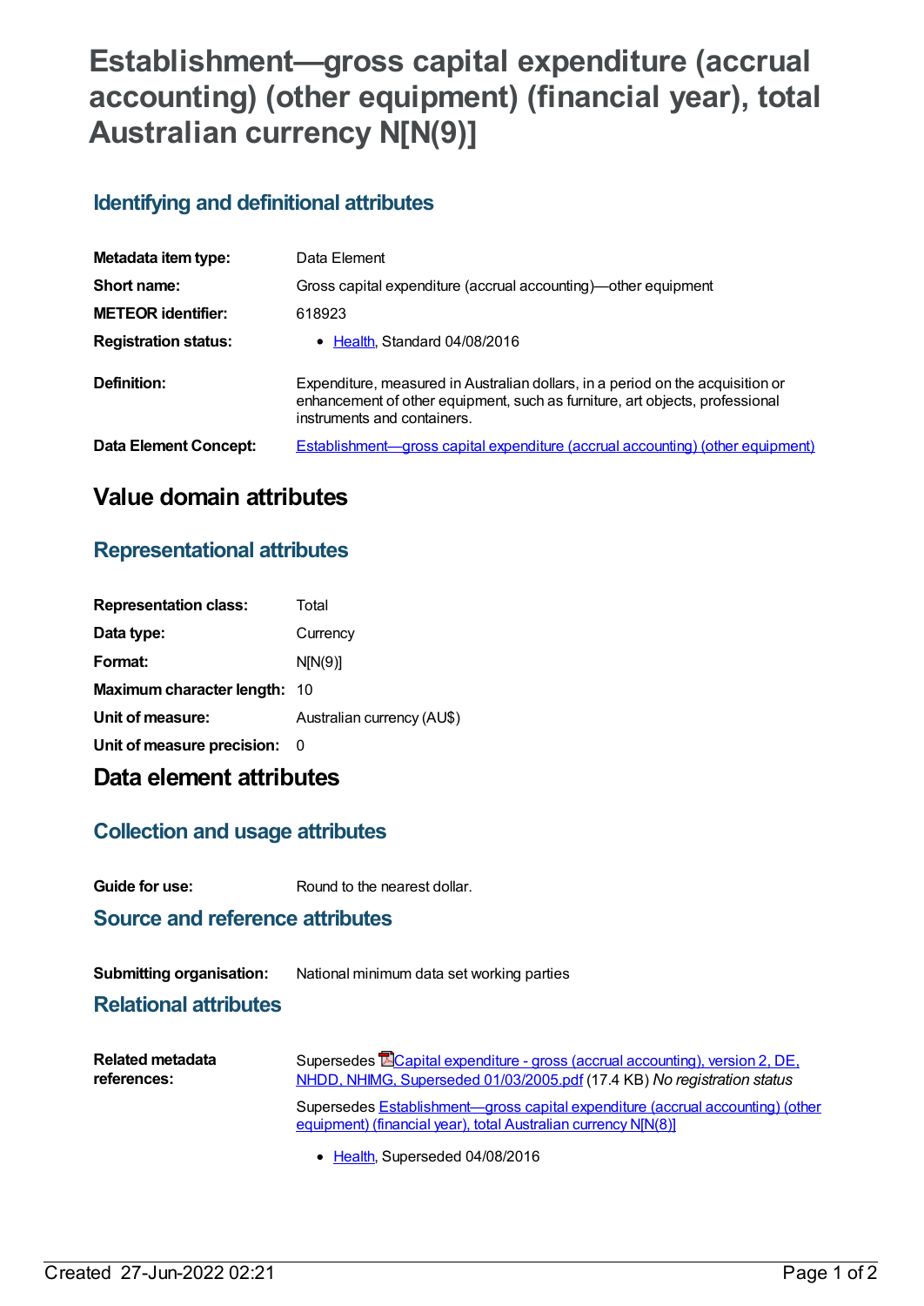# Establishment—gross capital expenditure (accrual accounting) (other equipment) (financial year), total Australian currency N[N(9)]

## Identifying and definitional attributes

| | |
|---|---|
| **Metadata item type:** | Data Element |
| **Short name:** | Gross capital expenditure (accrual accounting)—other equipment |
| **METEOR identifier:** | 618923 |
| **Registration status:** | • Health, Standard 04/08/2016 |
| **Definition:** | Expenditure, measured in Australian dollars, in a period on the acquisition or enhancement of other equipment, such as furniture, art objects, professional instruments and containers. |
| **Data Element Concept:** | Establishment—gross capital expenditure (accrual accounting) (other equipment) |

# Value domain attributes

## Representational attributes

| | |
|---|---|
| **Representation class:** | Total |
| **Data type:** | Currency |
| **Format:** | N[N(9)] |
| **Maximum character length:** | 10 |
| **Unit of measure:** | Australian currency (AU$) |
| **Unit of measure precision:** | 0 |

# Data element attributes

## Collection and usage attributes

| | |
|---|---|
| **Guide for use:** | Round to the nearest dollar. |

## Source and reference attributes

| | |
|---|---|
| **Submitting organisation:** | National minimum data set working parties |

## Relational attributes

**Related metadata references:**

Supersedes Capital expenditure - gross (accrual accounting), version 2, DE, NHDD, NHIMG, Superseded 01/03/2005.pdf (17.4 KB) *No registration status*

Supersedes Establishment—gross capital expenditure (accrual accounting) (other equipment) (financial year), total Australian currency N[N(8)]

- Health, Superseded 04/08/2016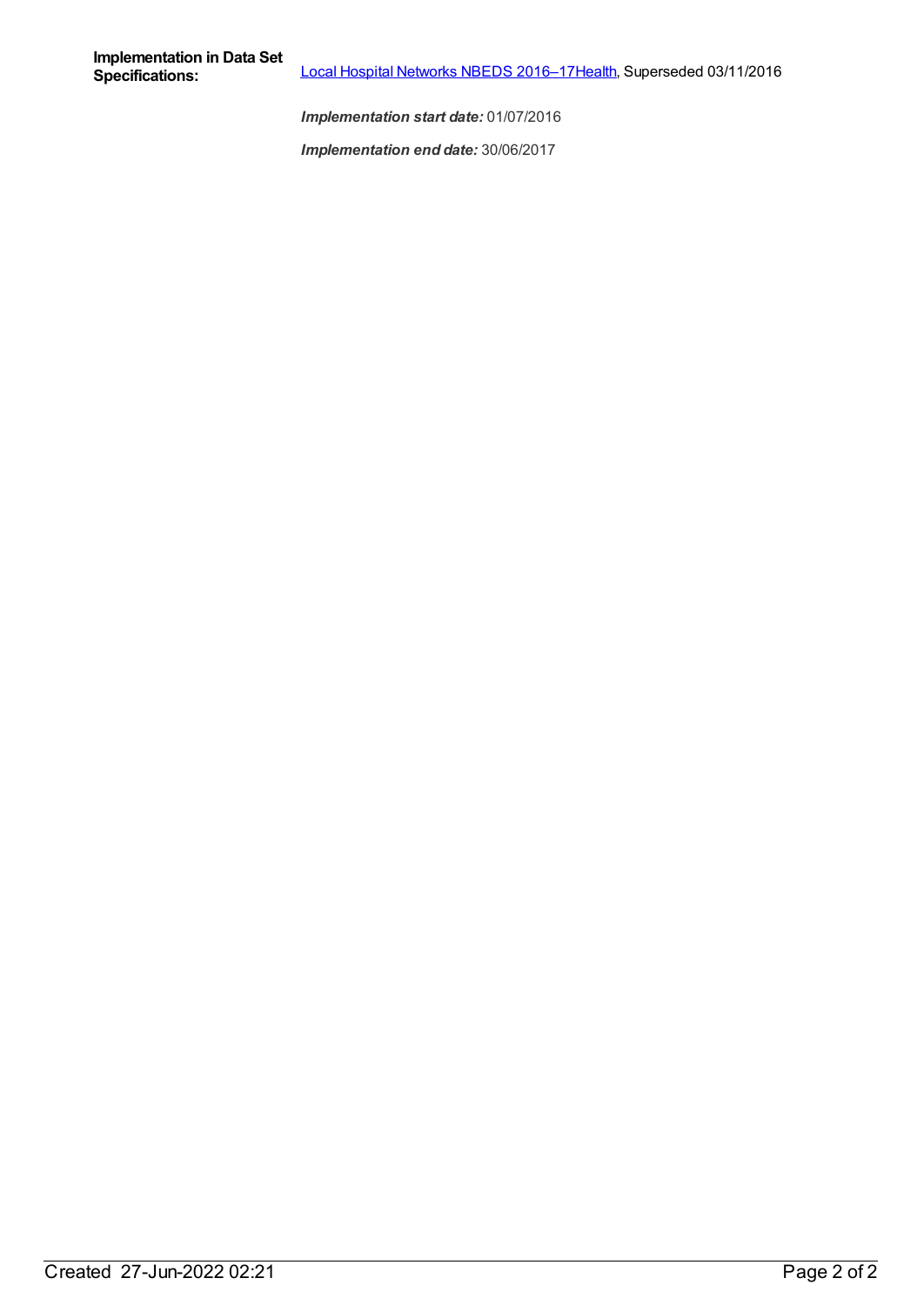**Implementation in Data Set Specifications:**

Local Hospital Networks NBEDS 2016–17Health, Superseded 03/11/2016

***Implementation start date:*** 01/07/2016

***Implementation end date:*** 30/06/2017